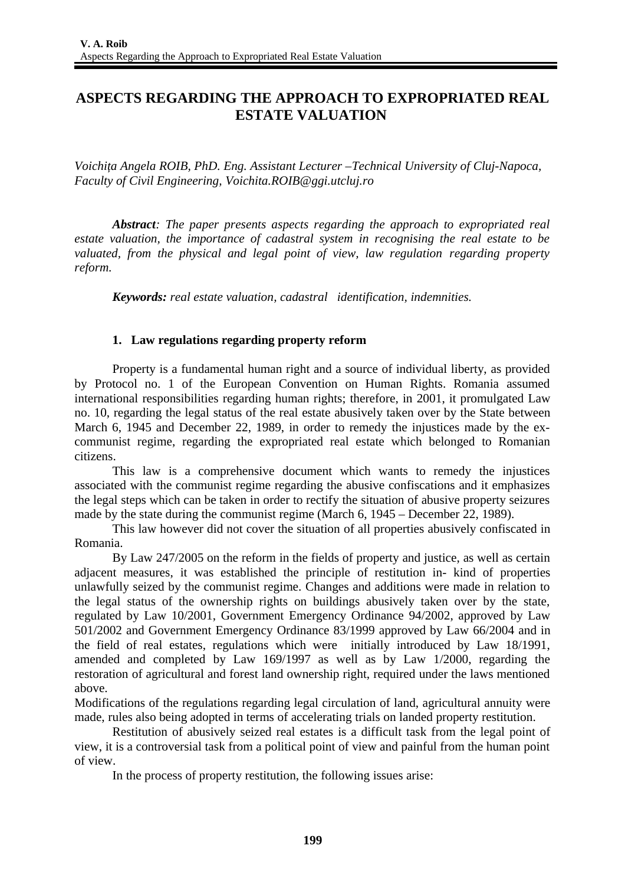# ASPECTS REGARDING THE APPROACH TO EXPROPRIATED REAL ESTATE VALUATION

*Voichița Angela ROIB, PhD. Eng. Assistant Lecturer –Technical University of Cluj-Napoca, Faculty of Civil Engineering, Voichita.ROIB@ggi.utcluj.ro*

***Abstract**: The paper presents aspects regarding the approach to expropriated real estate valuation, the importance of cadastral system in recognising the real estate to be valuated, from the physical and legal point of view, law regulation regarding property reform.*

***Keywords:** real estate valuation, cadastral identification, indemnities.*

## 1. Law regulations regarding property reform

Property is a fundamental human right and a source of individual liberty, as provided by Protocol no. 1 of the European Convention on Human Rights. Romania assumed international responsibilities regarding human rights; therefore, in 2001, it promulgated Law no. 10, regarding the legal status of the real estate abusively taken over by the State between March 6, 1945 and December 22, 1989, in order to remedy the injustices made by the ex-communist regime, regarding the expropriated real estate which belonged to Romanian citizens.

This law is a comprehensive document which wants to remedy the injustices associated with the communist regime regarding the abusive confiscations and it emphasizes the legal steps which can be taken in order to rectify the situation of abusive property seizures made by the state during the communist regime (March 6, 1945 – December 22, 1989).

This law however did not cover the situation of all properties abusively confiscated in Romania.

By Law 247/2005 on the reform in the fields of property and justice, as well as certain adjacent measures, it was established the principle of restitution in- kind of properties unlawfully seized by the communist regime. Changes and additions were made in relation to the legal status of the ownership rights on buildings abusively taken over by the state, regulated by Law 10/2001, Government Emergency Ordinance 94/2002, approved by Law 501/2002 and Government Emergency Ordinance 83/1999 approved by Law 66/2004 and in the field of real estates, regulations which were initially introduced by Law 18/1991, amended and completed by Law 169/1997 as well as by Law 1/2000, regarding the restoration of agricultural and forest land ownership right, required under the laws mentioned above.

Modifications of the regulations regarding legal circulation of land, agricultural annuity were made, rules also being adopted in terms of accelerating trials on landed property restitution.

Restitution of abusively seized real estates is a difficult task from the legal point of view, it is a controversial task from a political point of view and painful from the human point of view.

In the process of property restitution, the following issues arise: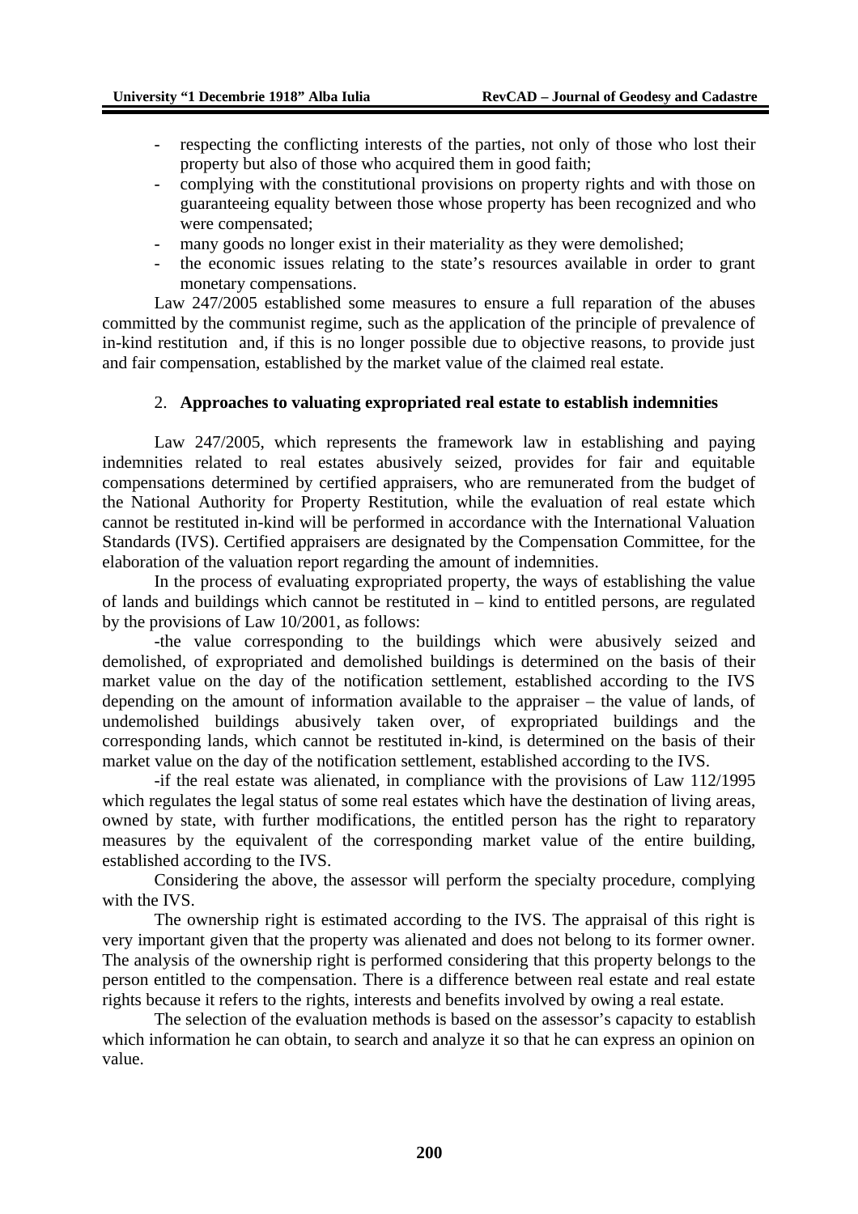- respecting the conflicting interests of the parties, not only of those who lost their property but also of those who acquired them in good faith;
- complying with the constitutional provisions on property rights and with those on guaranteeing equality between those whose property has been recognized and who were compensated;
- many goods no longer exist in their materiality as they were demolished;
- the economic issues relating to the state's resources available in order to grant monetary compensations.

Law 247/2005 established some measures to ensure a full reparation of the abuses committed by the communist regime, such as the application of the principle of prevalence of in-kind restitution and, if this is no longer possible due to objective reasons, to provide just and fair compensation, established by the market value of the claimed real estate.

## 2. **Approaches to valuating expropriated real estate to establish indemnities**

Law 247/2005, which represents the framework law in establishing and paying indemnities related to real estates abusively seized, provides for fair and equitable compensations determined by certified appraisers, who are remunerated from the budget of the National Authority for Property Restitution, while the evaluation of real estate which cannot be restituted in-kind will be performed in accordance with the International Valuation Standards (IVS). Certified appraisers are designated by the Compensation Committee, for the elaboration of the valuation report regarding the amount of indemnities.

In the process of evaluating expropriated property, the ways of establishing the value of lands and buildings which cannot be restituted in – kind to entitled persons, are regulated by the provisions of Law 10/2001, as follows:

-the value corresponding to the buildings which were abusively seized and demolished, of expropriated and demolished buildings is determined on the basis of their market value on the day of the notification settlement, established according to the IVS depending on the amount of information available to the appraiser – the value of lands, of undemolished buildings abusively taken over, of expropriated buildings and the corresponding lands, which cannot be restituted in-kind, is determined on the basis of their market value on the day of the notification settlement, established according to the IVS.

-if the real estate was alienated, in compliance with the provisions of Law 112/1995 which regulates the legal status of some real estates which have the destination of living areas, owned by state, with further modifications, the entitled person has the right to reparatory measures by the equivalent of the corresponding market value of the entire building, established according to the IVS.

Considering the above, the assessor will perform the specialty procedure, complying with the IVS.

The ownership right is estimated according to the IVS. The appraisal of this right is very important given that the property was alienated and does not belong to its former owner. The analysis of the ownership right is performed considering that this property belongs to the person entitled to the compensation. There is a difference between real estate and real estate rights because it refers to the rights, interests and benefits involved by owing a real estate.

The selection of the evaluation methods is based on the assessor's capacity to establish which information he can obtain, to search and analyze it so that he can express an opinion on value.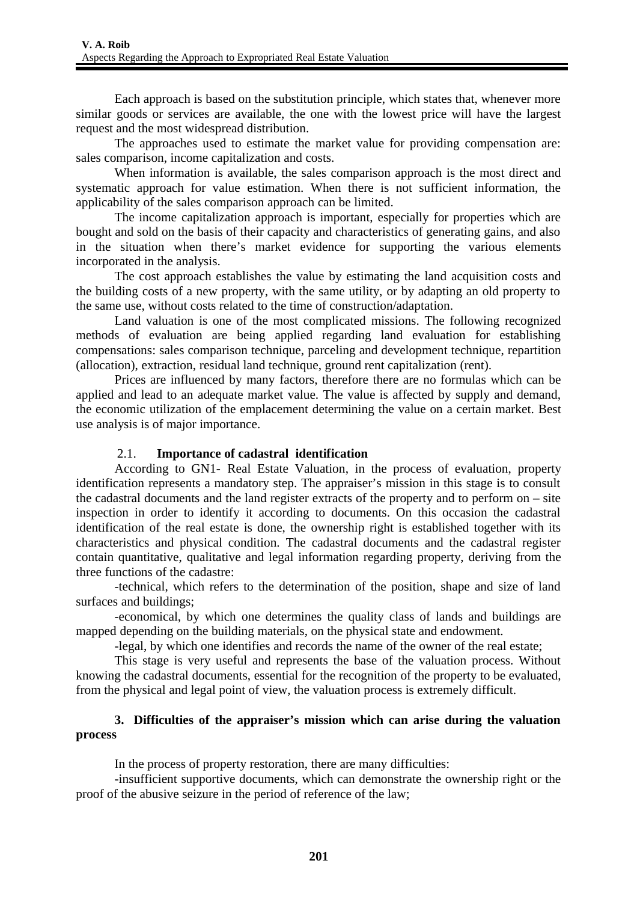Each approach is based on the substitution principle, which states that, whenever more similar goods or services are available, the one with the lowest price will have the largest request and the most widespread distribution.

The approaches used to estimate the market value for providing compensation are: sales comparison, income capitalization and costs.

When information is available, the sales comparison approach is the most direct and systematic approach for value estimation. When there is not sufficient information, the applicability of the sales comparison approach can be limited.

The income capitalization approach is important, especially for properties which are bought and sold on the basis of their capacity and characteristics of generating gains, and also in the situation when there's market evidence for supporting the various elements incorporated in the analysis.

The cost approach establishes the value by estimating the land acquisition costs and the building costs of a new property, with the same utility, or by adapting an old property to the same use, without costs related to the time of construction/adaptation.

Land valuation is one of the most complicated missions. The following recognized methods of evaluation are being applied regarding land evaluation for establishing compensations: sales comparison technique, parceling and development technique, repartition (allocation), extraction, residual land technique, ground rent capitalization (rent).

Prices are influenced by many factors, therefore there are no formulas which can be applied and lead to an adequate market value. The value is affected by supply and demand, the economic utilization of the emplacement determining the value on a certain market. Best use analysis is of major importance.

### 2.1. Importance of cadastral identification

According to GN1- Real Estate Valuation, in the process of evaluation, property identification represents a mandatory step. The appraiser's mission in this stage is to consult the cadastral documents and the land register extracts of the property and to perform on – site inspection in order to identify it according to documents. On this occasion the cadastral identification of the real estate is done, the ownership right is established together with its characteristics and physical condition. The cadastral documents and the cadastral register contain quantitative, qualitative and legal information regarding property, deriving from the three functions of the cadastre:

-technical, which refers to the determination of the position, shape and size of land surfaces and buildings;

-economical, by which one determines the quality class of lands and buildings are mapped depending on the building materials, on the physical state and endowment.

-legal, by which one identifies and records the name of the owner of the real estate;

This stage is very useful and represents the base of the valuation process. Without knowing the cadastral documents, essential for the recognition of the property to be evaluated, from the physical and legal point of view, the valuation process is extremely difficult.

## 3. Difficulties of the appraiser's mission which can arise during the valuation process

In the process of property restoration, there are many difficulties:

-insufficient supportive documents, which can demonstrate the ownership right or the proof of the abusive seizure in the period of reference of the law;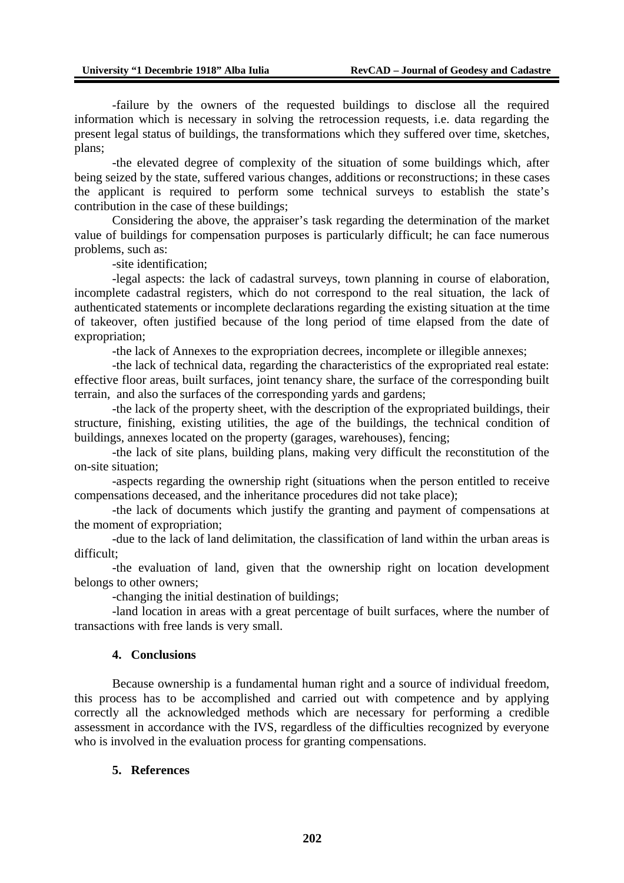-failure by the owners of the requested buildings to disclose all the required information which is necessary in solving the retrocession requests, i.e. data regarding the present legal status of buildings, the transformations which they suffered over time, sketches, plans;

-the elevated degree of complexity of the situation of some buildings which, after being seized by the state, suffered various changes, additions or reconstructions; in these cases the applicant is required to perform some technical surveys to establish the state's contribution in the case of these buildings;

Considering the above, the appraiser's task regarding the determination of the market value of buildings for compensation purposes is particularly difficult; he can face numerous problems, such as:

-site identification;

-legal aspects: the lack of cadastral surveys, town planning in course of elaboration, incomplete cadastral registers, which do not correspond to the real situation, the lack of authenticated statements or incomplete declarations regarding the existing situation at the time of takeover, often justified because of the long period of time elapsed from the date of expropriation;

-the lack of Annexes to the expropriation decrees, incomplete or illegible annexes;

-the lack of technical data, regarding the characteristics of the expropriated real estate: effective floor areas, built surfaces, joint tenancy share, the surface of the corresponding built terrain, and also the surfaces of the corresponding yards and gardens;

-the lack of the property sheet, with the description of the expropriated buildings, their structure, finishing, existing utilities, the age of the buildings, the technical condition of buildings, annexes located on the property (garages, warehouses), fencing;

-the lack of site plans, building plans, making very difficult the reconstitution of the on-site situation;

-aspects regarding the ownership right (situations when the person entitled to receive compensations deceased, and the inheritance procedures did not take place);

-the lack of documents which justify the granting and payment of compensations at the moment of expropriation;

-due to the lack of land delimitation, the classification of land within the urban areas is difficult;

-the evaluation of land, given that the ownership right on location development belongs to other owners;

-changing the initial destination of buildings;

-land location in areas with a great percentage of built surfaces, where the number of transactions with free lands is very small.

## 4. Conclusions

Because ownership is a fundamental human right and a source of individual freedom, this process has to be accomplished and carried out with competence and by applying correctly all the acknowledged methods which are necessary for performing a credible assessment in accordance with the IVS, regardless of the difficulties recognized by everyone who is involved in the evaluation process for granting compensations.

## 5. References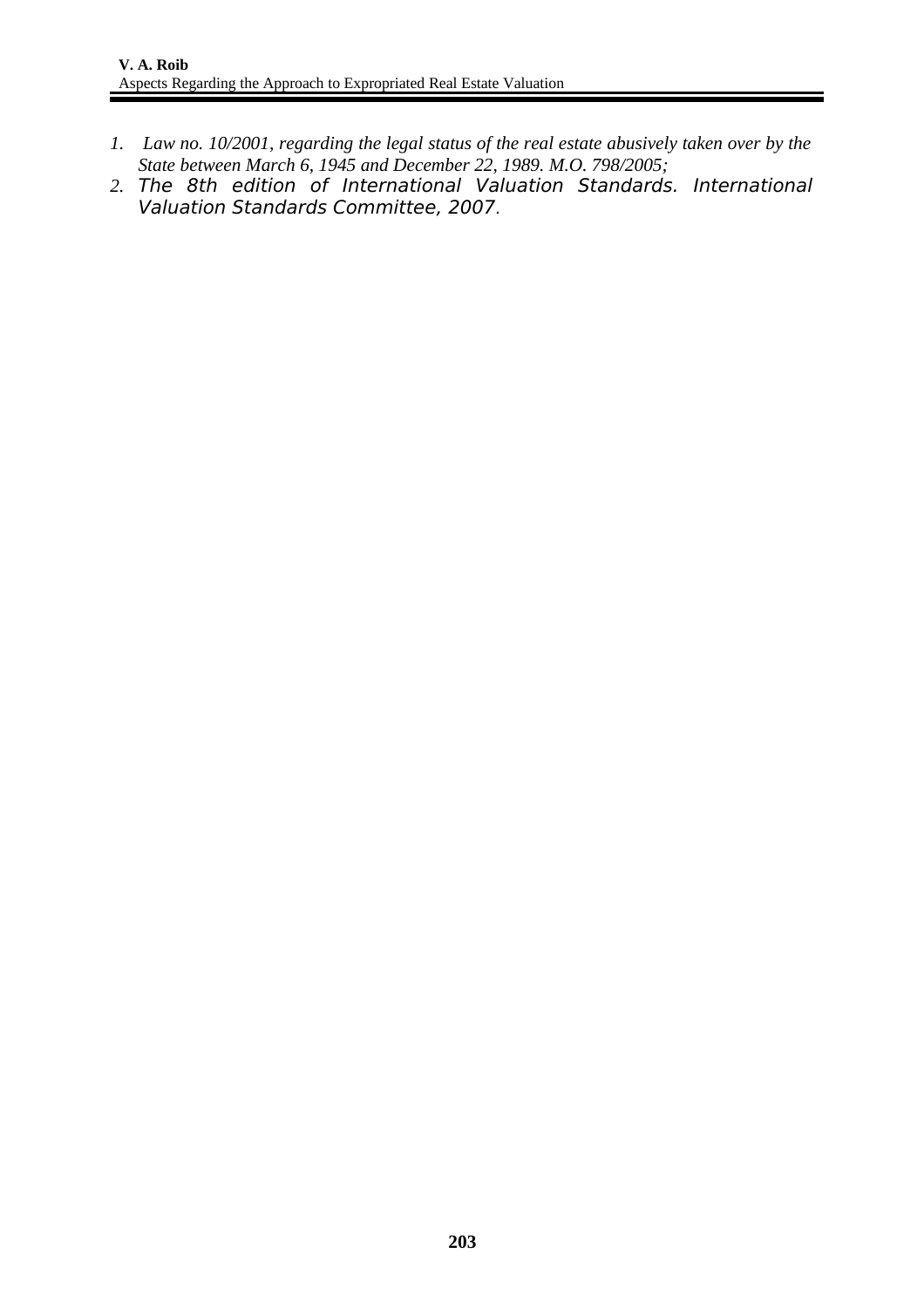1. *Law no. 10/2001, regarding the legal status of the real estate abusively taken over by the State between March 6, 1945 and December 22, 1989. M.O. 798/2005;*
2. *The 8th edition of International Valuation Standards. International Valuation Standards Committee, 2007*.